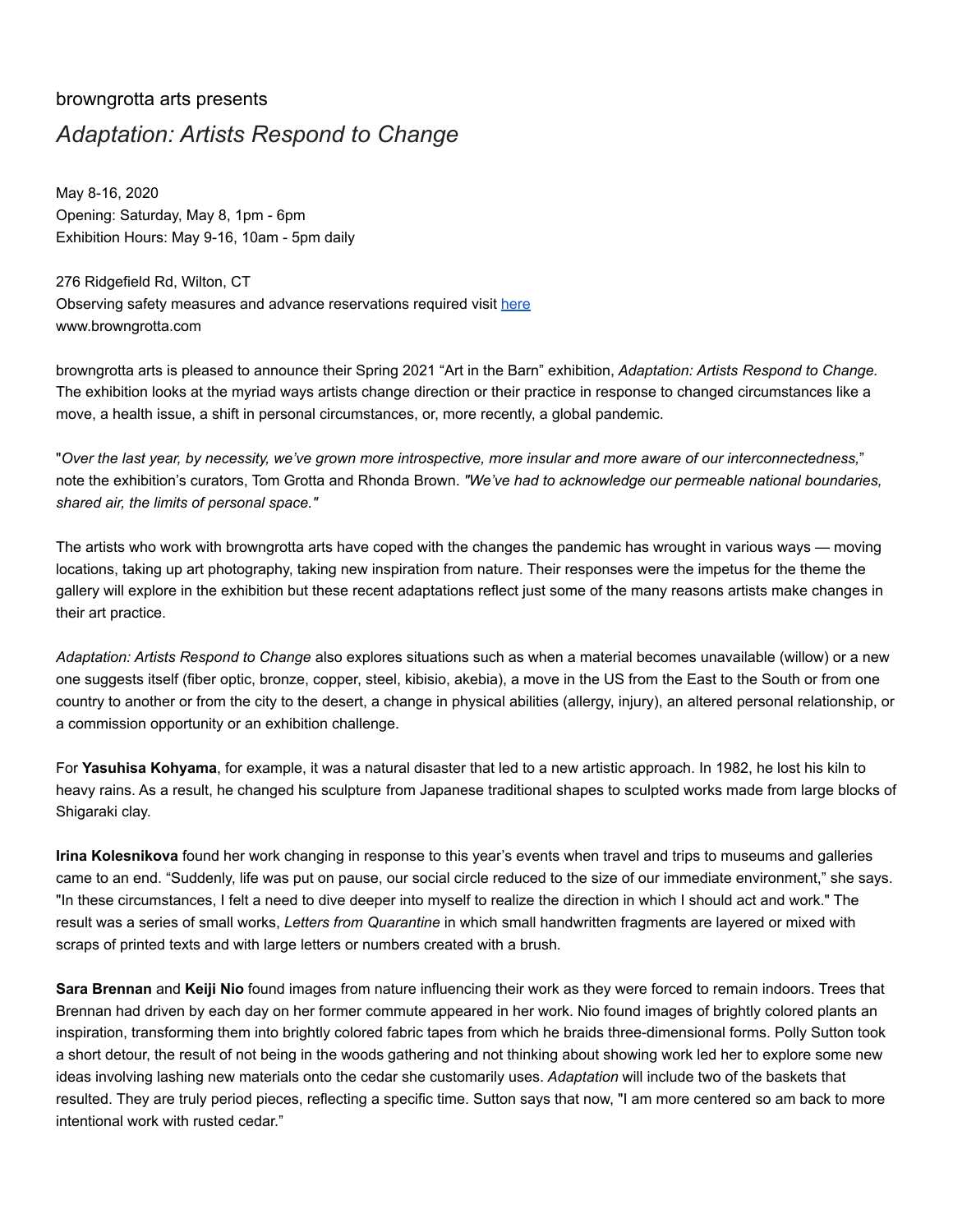browngrotta arts presents

# *Adaptation: Artists Respond to Change*

May 8-16, 2020
Opening: Saturday, May 8, 1pm - 6pm
Exhibition Hours: May 9-16, 10am - 5pm daily

276 Ridgefield Rd, Wilton, CT
Observing safety measures and advance reservations required visit here
www.browngrotta.com

browngrotta arts is pleased to announce their Spring 2021 "Art in the Barn" exhibition, *Adaptation: Artists Respond to Change.* The exhibition looks at the myriad ways artists change direction or their practice in response to changed circumstances like a move, a health issue, a shift in personal circumstances, or, more recently, a global pandemic.

"*Over the last year, by necessity, we've grown more introspective, more insular and more aware of our interconnectedness,*" note the exhibition's curators, Tom Grotta and Rhonda Brown. *"We've had to acknowledge our permeable national boundaries, shared air, the limits of personal space."*

The artists who work with browngrotta arts have coped with the changes the pandemic has wrought in various ways — moving locations, taking up art photography, taking new inspiration from nature. Their responses were the impetus for the theme the gallery will explore in the exhibition but these recent adaptations reflect just some of the many reasons artists make changes in their art practice.

*Adaptation: Artists Respond to Change* also explores situations such as when a material becomes unavailable (willow) or a new one suggests itself (fiber optic, bronze, copper, steel, kibisio, akebia), a move in the US from the East to the South or from one country to another or from the city to the desert, a change in physical abilities (allergy, injury), an altered personal relationship, or a commission opportunity or an exhibition challenge.

For **Yasuhisa Kohyama**, for example, it was a natural disaster that led to a new artistic approach. In 1982, he lost his kiln to heavy rains. As a result, he changed his sculpture from Japanese traditional shapes to sculpted works made from large blocks of Shigaraki clay.

**Irina Kolesnikova** found her work changing in response to this year's events when travel and trips to museums and galleries came to an end. "Suddenly, life was put on pause, our social circle reduced to the size of our immediate environment," she says. "In these circumstances, I felt a need to dive deeper into myself to realize the direction in which I should act and work." The result was a series of small works, *Letters from Quarantine* in which small handwritten fragments are layered or mixed with scraps of printed texts and with large letters or numbers created with a brush.

**Sara Brennan** and **Keiji Nio** found images from nature influencing their work as they were forced to remain indoors. Trees that Brennan had driven by each day on her former commute appeared in her work. Nio found images of brightly colored plants an inspiration, transforming them into brightly colored fabric tapes from which he braids three-dimensional forms. Polly Sutton took a short detour, the result of not being in the woods gathering and not thinking about showing work led her to explore some new ideas involving lashing new materials onto the cedar she customarily uses. *Adaptation* will include two of the baskets that resulted. They are truly period pieces, reflecting a specific time. Sutton says that now, "I am more centered so am back to more intentional work with rusted cedar."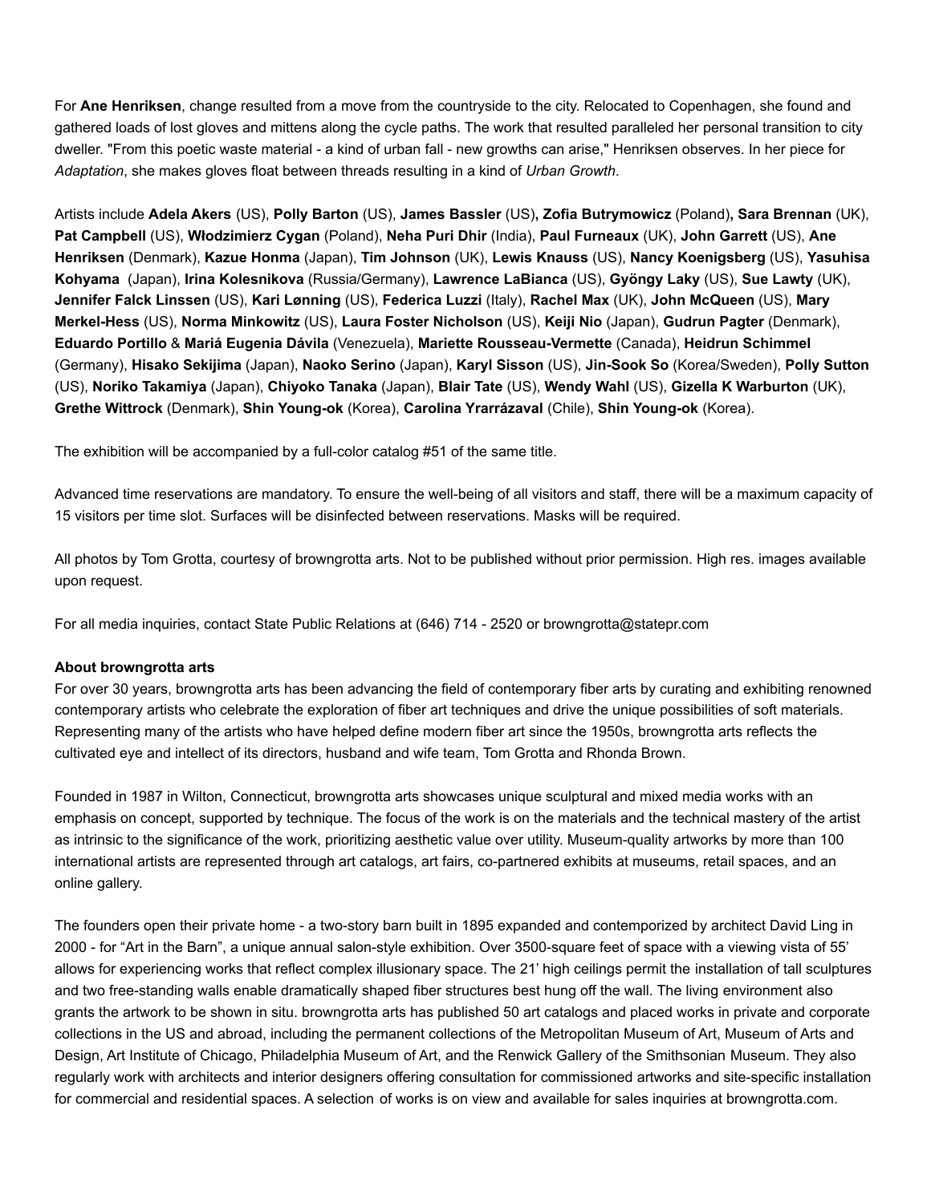For **Ane Henriksen**, change resulted from a move from the countryside to the city. Relocated to Copenhagen, she found and gathered loads of lost gloves and mittens along the cycle paths. The work that resulted paralleled her personal transition to city dweller. "From this poetic waste material - a kind of urban fall - new growths can arise," Henriksen observes. In her piece for *Adaptation*, she makes gloves float between threads resulting in a kind of *Urban Growth*.

Artists include **Adela Akers** (US), **Polly Barton** (US), **James Bassler** (US)**, Zofia Butrymowicz** (Poland)**, Sara Brennan** (UK), **Pat Campbell** (US), **Włodzimierz Cygan** (Poland), **Neha Puri Dhir** (India), **Paul Furneaux** (UK), **John Garrett** (US), **Ane Henriksen** (Denmark), **Kazue Honma** (Japan), **Tim Johnson** (UK), **Lewis Knauss** (US), **Nancy Koenigsberg** (US), **Yasuhisa Kohyama** (Japan), **Irina Kolesnikova** (Russia/Germany), **Lawrence LaBianca** (US), **Gyöngy Laky** (US), **Sue Lawty** (UK), **Jennifer Falck Linssen** (US), **Kari Lønning** (US), **Federica Luzzi** (Italy), **Rachel Max** (UK), **John McQueen** (US), **Mary Merkel-Hess** (US), **Norma Minkowitz** (US), **Laura Foster Nicholson** (US), **Keiji Nio** (Japan), **Gudrun Pagter** (Denmark), **Eduardo Portillo** & **Mariá Eugenia Dávila** (Venezuela), **Mariette Rousseau-Vermette** (Canada), **Heidrun Schimmel** (Germany), **Hisako Sekijima** (Japan), **Naoko Serino** (Japan), **Karyl Sisson** (US), **Jin-Sook So** (Korea/Sweden), **Polly Sutton** (US), **Noriko Takamiya** (Japan), **Chiyoko Tanaka** (Japan), **Blair Tate** (US), **Wendy Wahl** (US), **Gizella K Warburton** (UK), **Grethe Wittrock** (Denmark), **Shin Young-ok** (Korea), **Carolina Yrrázaval** (Chile), **Shin Young-ok** (Korea).

The exhibition will be accompanied by a full-color catalog #51 of the same title.

Advanced time reservations are mandatory. To ensure the well-being of all visitors and staff, there will be a maximum capacity of 15 visitors per time slot. Surfaces will be disinfected between reservations. Masks will be required.

All photos by Tom Grotta, courtesy of browngrotta arts. Not to be published without prior permission. High res. images available upon request.

For all media inquiries, contact State Public Relations at (646) 714 - 2520 or browngrotta@statepr.com

**About browngrotta arts**

For over 30 years, browngrotta arts has been advancing the field of contemporary fiber arts by curating and exhibiting renowned contemporary artists who celebrate the exploration of fiber art techniques and drive the unique possibilities of soft materials. Representing many of the artists who have helped define modern fiber art since the 1950s, browngrotta arts reflects the cultivated eye and intellect of its directors, husband and wife team, Tom Grotta and Rhonda Brown.

Founded in 1987 in Wilton, Connecticut, browngrotta arts showcases unique sculptural and mixed media works with an emphasis on concept, supported by technique. The focus of the work is on the materials and the technical mastery of the artist as intrinsic to the significance of the work, prioritizing aesthetic value over utility. Museum-quality artworks by more than 100 international artists are represented through art catalogs, art fairs, co-partnered exhibits at museums, retail spaces, and an online gallery.

The founders open their private home - a two-story barn built in 1895 expanded and contemporized by architect David Ling in 2000 - for "Art in the Barn", a unique annual salon-style exhibition. Over 3500-square feet of space with a viewing vista of 55' allows for experiencing works that reflect complex illusionary space. The 21' high ceilings permit the installation of tall sculptures and two free-standing walls enable dramatically shaped fiber structures best hung off the wall. The living environment also grants the artwork to be shown in situ. browngrotta arts has published 50 art catalogs and placed works in private and corporate collections in the US and abroad, including the permanent collections of the Metropolitan Museum of Art, Museum of Arts and Design, Art Institute of Chicago, Philadelphia Museum of Art, and the Renwick Gallery of the Smithsonian Museum. They also regularly work with architects and interior designers offering consultation for commissioned artworks and site-specific installation for commercial and residential spaces. A selection of works is on view and available for sales inquiries at browngrotta.com.